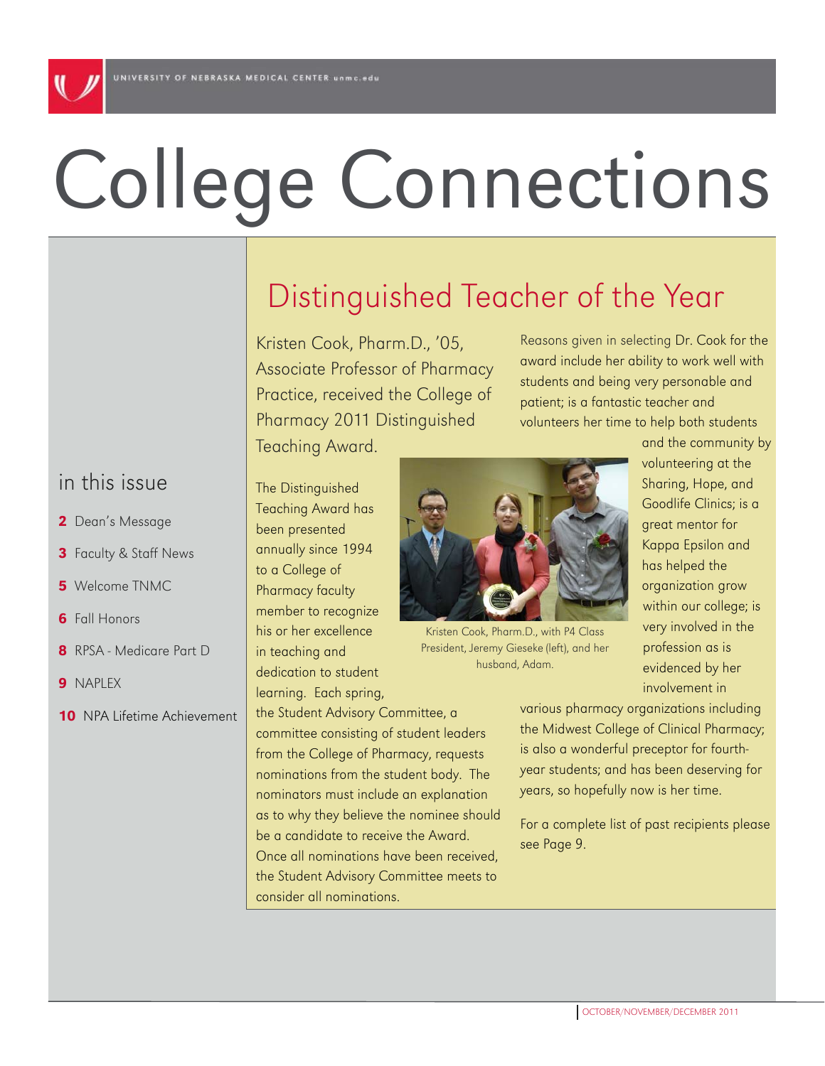UNIVERSITY OF NEBRASKA MEDICAL CENTER unmc.edu

# College Connections

## in this issue

- **2** Dean's Message
- **3** Faculty & Staff News
- **5** Welcome TNMC
- **6** Fall Honors
- **8** RPSA - Medicare Part D
- **9** NAPLEX
- **10** NPA Lifetime Achievement

## Distinguished Teacher of the Year

Kristen Cook, Pharm.D., '05, Associate Professor of Pharmacy Practice, received the College of Pharmacy 2011 Distinguished Teaching Award.

The Distinguished Teaching Award has been presented annually since 1994 to a College of Pharmacy faculty member to recognize his or her excellence in teaching and dedication to student learning. Each spring, the Student Advisory Committee, a committee consisting of student leaders from the College of Pharmacy, requests nominations from the student body. The nominators must include an explanation as to why they believe the nominee should be a candidate to receive the Award. Once all nominations have been received, the Student Advisory Committee meets to consider all nominations.

Kristen Cook, Pharm.D., with P4 Class President, Jeremy Gieseke (left), and her husband, Adam.

Reasons given in selecting Dr. Cook for the award include her ability to work well with students and being very personable and patient; is a fantastic teacher and volunteers her time to help both students and the community by volunteering at the Sharing, Hope, and Goodlife Clinics; is a great mentor for Kappa Epsilon and has helped the organization grow within our college; is very involved in the profession as is evidenced by her involvement in various pharmacy organizations including the Midwest College of Clinical Pharmacy; is also a wonderful preceptor for fourth-year students; and has been deserving for years, so hopefully now is her time.

For a complete list of past recipients please see Page 9.

OCTOBER/NOVEMBER/DECEMBER 2011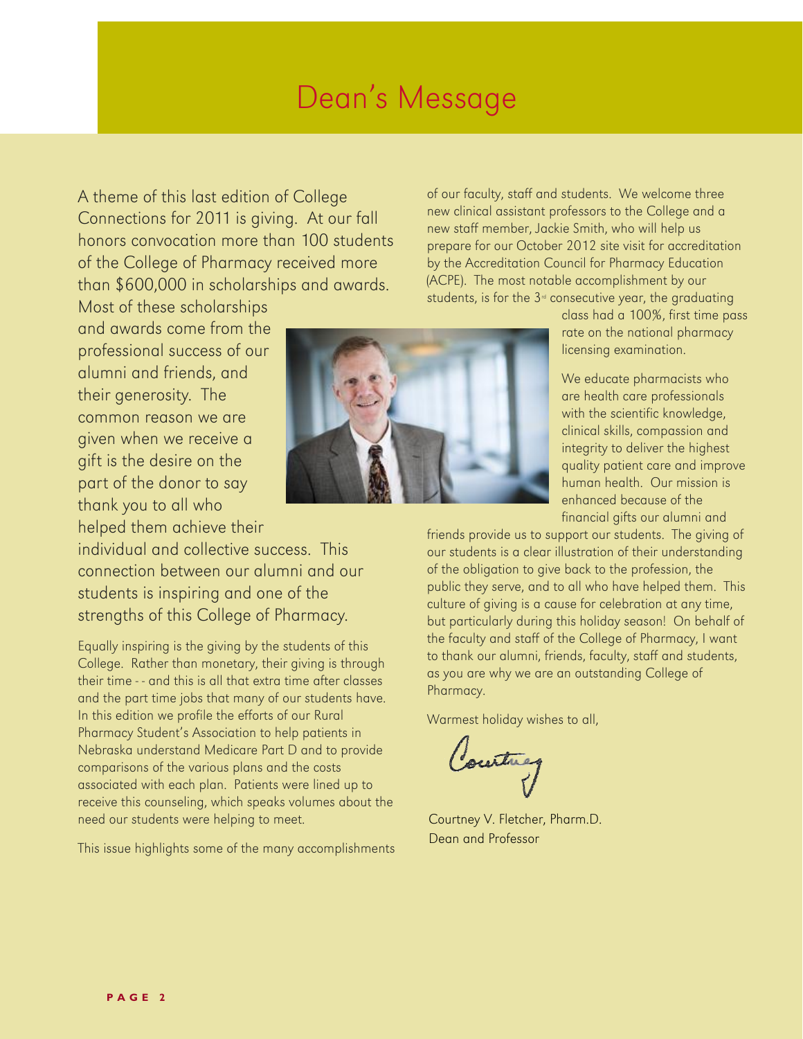# Dean's Message

A theme of this last edition of College Connections for 2011 is giving. At our fall honors convocation more than 100 students of the College of Pharmacy received more than $600,000 in scholarships and awards. Most of these scholarships and awards come from the professional success of our alumni and friends, and their generosity. The common reason we are given when we receive a gift is the desire on the part of the donor to say thank you to all who helped them achieve their individual and collective success. This connection between our alumni and our students is inspiring and one of the strengths of this College of Pharmacy.

Equally inspiring is the giving by the students of this College. Rather than monetary, their giving is through their time - - and this is all that extra time after classes and the part time jobs that many of our students have. In this edition we profile the efforts of our Rural Pharmacy Student's Association to help patients in Nebraska understand Medicare Part D and to provide comparisons of the various plans and the costs associated with each plan. Patients were lined up to receive this counseling, which speaks volumes about the need our students were helping to meet.

This issue highlights some of the many accomplishments of our faculty, staff and students. We welcome three new clinical assistant professors to the College and a new staff member, Jackie Smith, who will help us prepare for our October 2012 site visit for accreditation by the Accreditation Council for Pharmacy Education (ACPE). The most notable accomplishment by our students, is for the 3rd consecutive year, the graduating class had a 100%, first time pass rate on the national pharmacy licensing examination.

We educate pharmacists who are health care professionals with the scientific knowledge, clinical skills, compassion and integrity to deliver the highest quality patient care and improve human health. Our mission is enhanced because of the financial gifts our alumni and friends provide us to support our students. The giving of our students is a clear illustration of their understanding of the obligation to give back to the profession, the public they serve, and to all who have helped them. This culture of giving is a cause for celebration at any time, but particularly during this holiday season! On behalf of the faculty and staff of the College of Pharmacy, I want to thank our alumni, friends, faculty, staff and students, as you are why we are an outstanding College of Pharmacy.

Warmest holiday wishes to all,

Courtney

Courtney V. Fletcher, Pharm.D.
Dean and Professor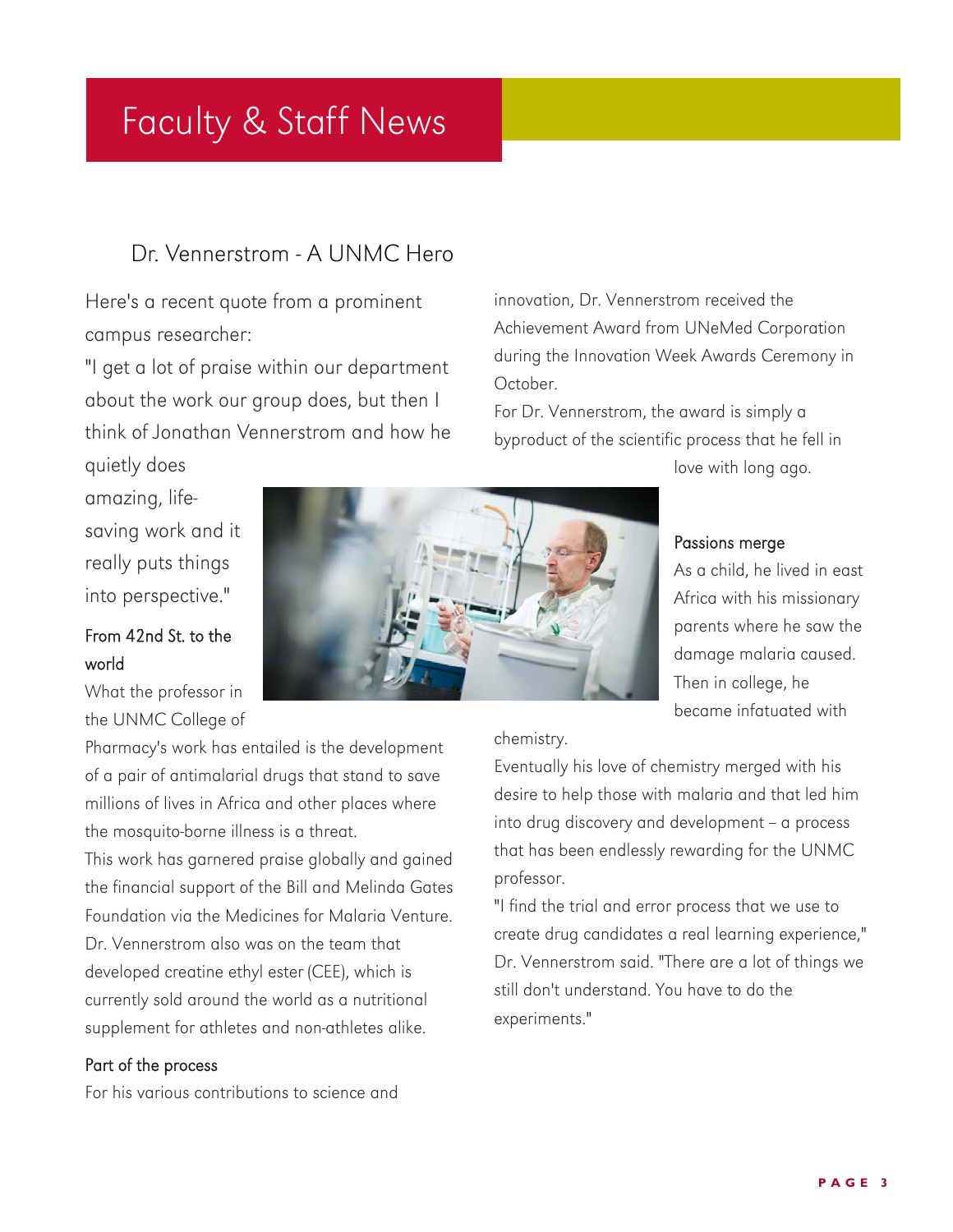# Faculty & Staff News

## Dr. Vennerstrom - A UNMC Hero

Here's a recent quote from a prominent campus researcher:

"I get a lot of praise within our department about the work our group does, but then I think of Jonathan Vennerstrom and how he quietly does amazing, life-saving work and it really puts things into perspective."

### From 42nd St. to the world

What the professor in the UNMC College of Pharmacy's work has entailed is the development of a pair of antimalarial drugs that stand to save millions of lives in Africa and other places where the mosquito-borne illness is a threat.

This work has garnered praise globally and gained the financial support of the Bill and Melinda Gates Foundation via the Medicines for Malaria Venture.

Dr. Vennerstrom also was on the team that developed creatine ethyl ester (CEE), which is currently sold around the world as a nutritional supplement for athletes and non-athletes alike.

### Part of the process

For his various contributions to science and innovation, Dr. Vennerstrom received the Achievement Award from UNeMed Corporation during the Innovation Week Awards Ceremony in October.

For Dr. Vennerstrom, the award is simply a byproduct of the scientific process that he fell in love with long ago.

### Passions merge

As a child, he lived in east Africa with his missionary parents where he saw the damage malaria caused. Then in college, he became infatuated with chemistry.

Eventually his love of chemistry merged with his desire to help those with malaria and that led him into drug discovery and development – a process that has been endlessly rewarding for the UNMC professor.

"I find the trial and error process that we use to create drug candidates a real learning experience," Dr. Vennerstrom said. "There are a lot of things we still don't understand. You have to do the experiments."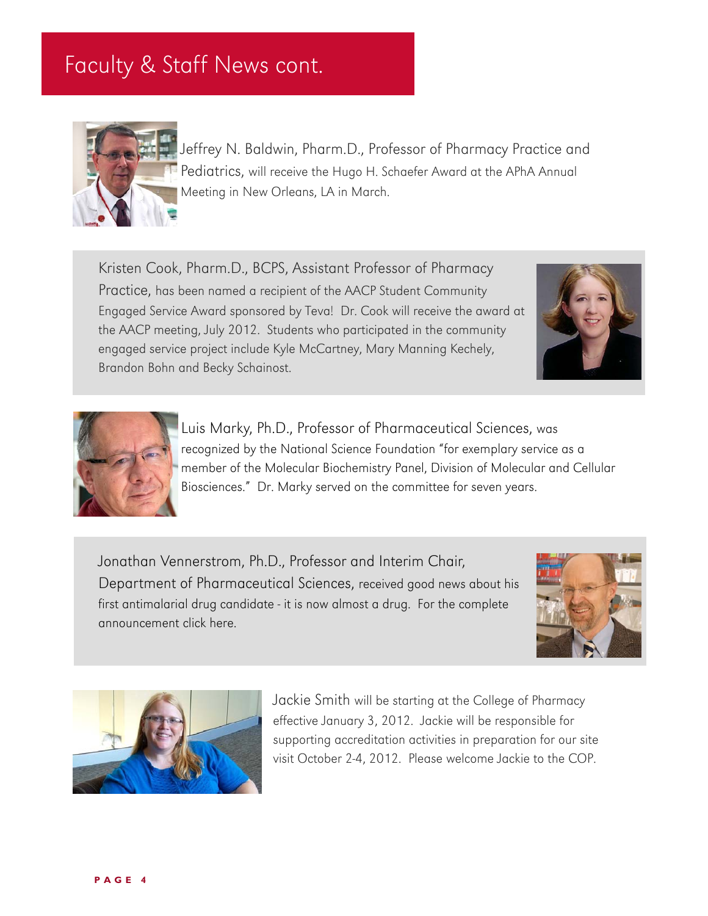# Faculty & Staff News cont.

Jeffrey N. Baldwin, Pharm.D., Professor of Pharmacy Practice and Pediatrics, will receive the Hugo H. Schaefer Award at the APhA Annual Meeting in New Orleans, LA in March.

Kristen Cook, Pharm.D., BCPS, Assistant Professor of Pharmacy Practice, has been named a recipient of the AACP Student Community Engaged Service Award sponsored by Teva! Dr. Cook will receive the award at the AACP meeting, July 2012. Students who participated in the community engaged service project include Kyle McCartney, Mary Manning Kechely, Brandon Bohn and Becky Schainost.

Luis Marky, Ph.D., Professor of Pharmaceutical Sciences, was recognized by the National Science Foundation "for exemplary service as a member of the Molecular Biochemistry Panel, Division of Molecular and Cellular Biosciences." Dr. Marky served on the committee for seven years.

Jonathan Vennerstrom, Ph.D., Professor and Interim Chair, Department of Pharmaceutical Sciences, received good news about his first antimalarial drug candidate - it is now almost a drug. For the complete announcement click here.

Jackie Smith will be starting at the College of Pharmacy effective January 3, 2012. Jackie will be responsible for supporting accreditation activities in preparation for our site visit October 2-4, 2012. Please welcome Jackie to the COP.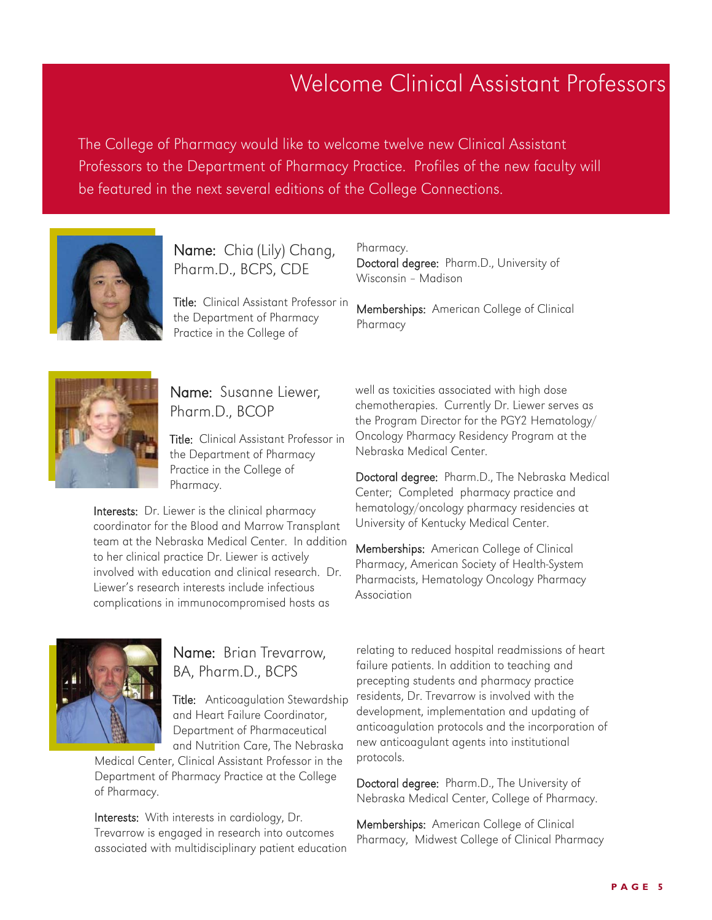# Welcome Clinical Assistant Professors

The College of Pharmacy would like to welcome twelve new Clinical Assistant Professors to the Department of Pharmacy Practice. Profiles of the new faculty will be featured in the next several editions of the College Connections.

**Name:** Chia (Lily) Chang, Pharm.D., BCPS, CDE

**Title:** Clinical Assistant Professor in the Department of Pharmacy Practice in the College of Pharmacy.

**Doctoral degree:** Pharm.D., University of Wisconsin – Madison

**Memberships:** American College of Clinical Pharmacy

**Name:** Susanne Liewer, Pharm.D., BCOP

**Title:** Clinical Assistant Professor in the Department of Pharmacy Practice in the College of Pharmacy.

**Interests:** Dr. Liewer is the clinical pharmacy coordinator for the Blood and Marrow Transplant team at the Nebraska Medical Center. In addition to her clinical practice Dr. Liewer is actively involved with education and clinical research. Dr. Liewer's research interests include infectious complications in immunocompromised hosts as well as toxicities associated with high dose chemotherapies. Currently Dr. Liewer serves as the Program Director for the PGY2 Hematology/Oncology Pharmacy Residency Program at the Nebraska Medical Center.

**Doctoral degree:** Pharm.D., The Nebraska Medical Center; Completed pharmacy practice and hematology/oncology pharmacy residencies at University of Kentucky Medical Center.

**Memberships:** American College of Clinical Pharmacy, American Society of Health-System Pharmacists, Hematology Oncology Pharmacy Association

**Name:** Brian Trevarrow, BA, Pharm.D., BCPS

**Title:** Anticoagulation Stewardship and Heart Failure Coordinator, Department of Pharmaceutical and Nutrition Care, The Nebraska Medical Center, Clinical Assistant Professor in the Department of Pharmacy Practice at the College of Pharmacy.

**Interests:** With interests in cardiology, Dr. Trevarrow is engaged in research into outcomes associated with multidisciplinary patient education relating to reduced hospital readmissions of heart failure patients. In addition to teaching and precepting students and pharmacy practice residents, Dr. Trevarrow is involved with the development, implementation and updating of anticoagulation protocols and the incorporation of new anticoagulant agents into institutional protocols.

**Doctoral degree:** Pharm.D., The University of Nebraska Medical Center, College of Pharmacy.

**Memberships:** American College of Clinical Pharmacy, Midwest College of Clinical Pharmacy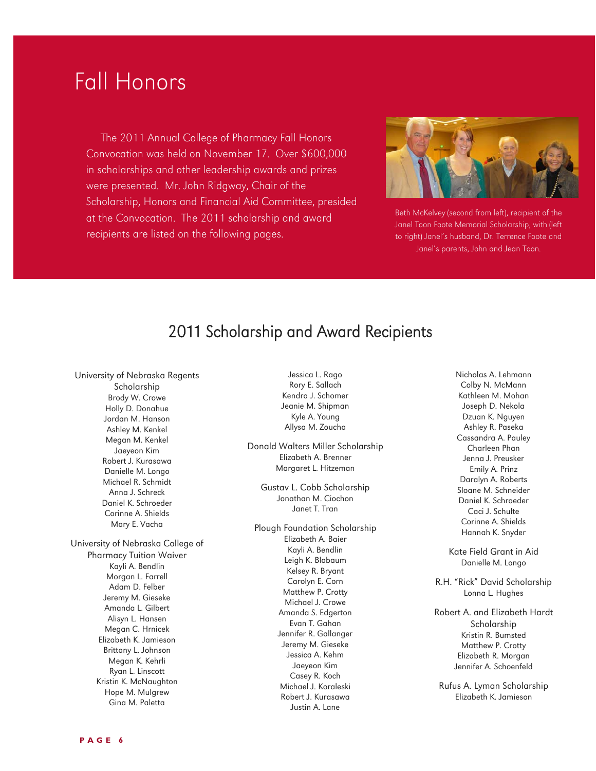# Fall Honors

The 2011 Annual College of Pharmacy Fall Honors Convocation was held on November 17. Over $600,000 in scholarships and other leadership awards and prizes were presented. Mr. John Ridgway, Chair of the Scholarship, Honors and Financial Aid Committee, presided at the Convocation. The 2011 scholarship and award recipients are listed on the following pages.

Beth McKelvey (second from left), recipient of the Janel Toon Foote Memorial Scholarship, with (left to right) Janel's husband, Dr. Terrence Foote and Janel's parents, John and Jean Toon.

## 2011 Scholarship and Award Recipients

**University of Nebraska Regents Scholarship**
Brody W. Crowe
Holly D. Donahue
Jordan M. Hanson
Ashley M. Kenkel
Megan M. Kenkel
Jaeyeon Kim
Robert J. Kurasawa
Danielle M. Longo
Michael R. Schmidt
Anna J. Schreck
Daniel K. Schroeder
Corinne A. Shields
Mary E. Vacha

**University of Nebraska College of Pharmacy Tuition Waiver**
Kayli A. Bendlin
Morgan L. Farrell
Adam D. Felber
Jeremy M. Gieseke
Amanda L. Gilbert
Alisyn L. Hansen
Megan C. Hrnicek
Elizabeth K. Jamieson
Brittany L. Johnson
Megan K. Kehrli
Ryan L. Linscott
Kristin K. McNaughton
Hope M. Mulgrew
Gina M. Paletta
Jessica L. Rago
Rory E. Sallach
Kendra J. Schomer
Jeanie M. Shipman
Kyle A. Young
Allysa M. Zoucha

**Donald Walters Miller Scholarship**
Elizabeth A. Brenner
Margaret L. Hitzeman

**Gustav L. Cobb Scholarship**
Jonathan M. Ciochon
Janet T. Tran

**Plough Foundation Scholarship**
Elizabeth A. Baier
Kayli A. Bendlin
Leigh K. Blobaum
Kelsey R. Bryant
Carolyn E. Corn
Matthew P. Crotty
Michael J. Crowe
Amanda S. Edgerton
Evan T. Gahan
Jennifer R. Gallanger
Jeremy M. Gieseke
Jessica A. Kehm
Jaeyeon Kim
Casey R. Koch
Michael J. Koraleski
Robert J. Kurasawa
Justin A. Lane
Nicholas A. Lehmann
Colby N. McMann
Kathleen M. Mohan
Joseph D. Nekola
Dzuan K. Nguyen
Ashley R. Paseka
Cassandra A. Pauley
Charleen Phan
Jenna J. Preusker
Emily A. Prinz
Daralyn A. Roberts
Sloane M. Schneider
Daniel K. Schroeder
Caci J. Schulte
Corinne A. Shields
Hannah K. Snyder

**Kate Field Grant in Aid**
Danielle M. Longo

**R.H. "Rick" David Scholarship**
Lonna L. Hughes

**Robert A. and Elizabeth Hardt Scholarship**
Kristin R. Bumsted
Matthew P. Crotty
Elizabeth R. Morgan
Jennifer A. Schoenfeld

**Rufus A. Lyman Scholarship**
Elizabeth K. Jamieson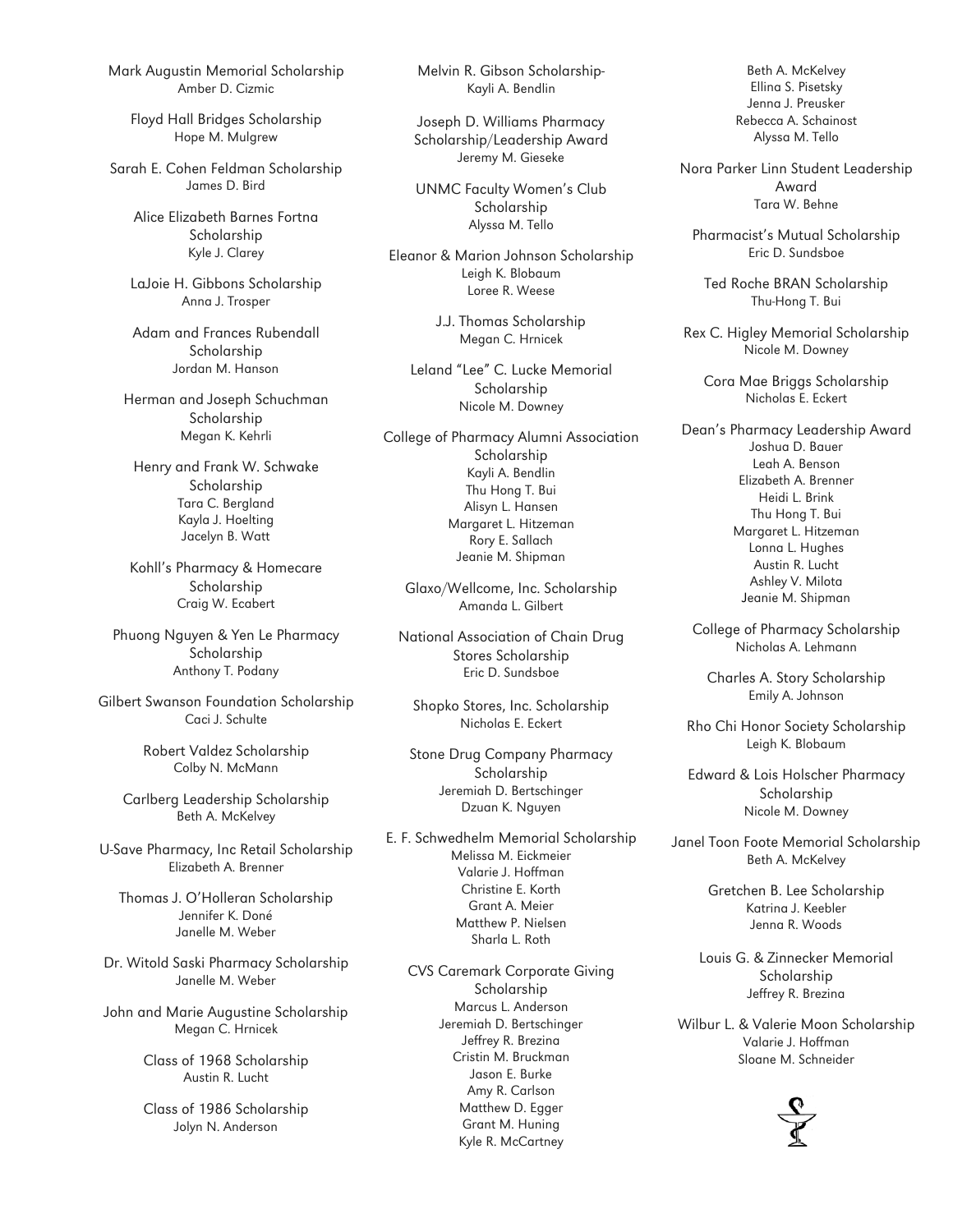Mark Augustin Memorial Scholarship
Amber D. Cizmic

Floyd Hall Bridges Scholarship
Hope M. Mulgrew

Sarah E. Cohen Feldman Scholarship
James D. Bird

Alice Elizabeth Barnes Fortna Scholarship
Kyle J. Clarey

LaJoie H. Gibbons Scholarship
Anna J. Trosper

Adam and Frances Rubendall Scholarship
Jordan M. Hanson

Herman and Joseph Schuchman Scholarship
Megan K. Kehrli

Henry and Frank W. Schwake Scholarship
Tara C. Bergland
Kayla J. Hoelting
Jacelyn B. Watt

Kohll's Pharmacy & Homecare Scholarship
Craig W. Ecabert

Phuong Nguyen & Yen Le Pharmacy Scholarship
Anthony T. Podany

Gilbert Swanson Foundation Scholarship
Caci J. Schulte

Robert Valdez Scholarship
Colby N. McMann

Carlberg Leadership Scholarship
Beth A. McKelvey

U-Save Pharmacy, Inc Retail Scholarship
Elizabeth A. Brenner

Thomas J. O'Holleran Scholarship
Jennifer K. Doné
Janelle M. Weber

Dr. Witold Saski Pharmacy Scholarship
Janelle M. Weber

John and Marie Augustine Scholarship
Megan C. Hrnicek

Class of 1968 Scholarship
Austin R. Lucht

Class of 1986 Scholarship
Jolyn N. Anderson

Melvin R. Gibson Scholarship-
Kayli A. Bendlin

Joseph D. Williams Pharmacy Scholarship/Leadership Award
Jeremy M. Gieseke

UNMC Faculty Women's Club Scholarship
Alyssa M. Tello

Eleanor & Marion Johnson Scholarship
Leigh K. Blobaum
Loree R. Weese

J.J. Thomas Scholarship
Megan C. Hrnicek

Leland "Lee" C. Lucke Memorial Scholarship
Nicole M. Downey

College of Pharmacy Alumni Association Scholarship
Kayli A. Bendlin
Thu Hong T. Bui
Alisyn L. Hansen
Margaret L. Hitzeman
Rory E. Sallach
Jeanie M. Shipman

Glaxo/Wellcome, Inc. Scholarship
Amanda L. Gilbert

National Association of Chain Drug Stores Scholarship
Eric D. Sundsboe

Shopko Stores, Inc. Scholarship
Nicholas E. Eckert

Stone Drug Company Pharmacy Scholarship
Jeremiah D. Bertschinger
Dzuan K. Nguyen

E. F. Schwedhelm Memorial Scholarship
Melissa M. Eickmeier
Valarie J. Hoffman
Christine E. Korth
Grant A. Meier
Matthew P. Nielsen
Sharla L. Roth

CVS Caremark Corporate Giving Scholarship
Marcus L. Anderson
Jeremiah D. Bertschinger
Jeffrey R. Brezina
Cristin M. Bruckman
Jason E. Burke
Amy R. Carlson
Matthew D. Egger
Grant M. Huning
Kyle R. McCartney
Beth A. McKelvey
Ellina S. Pisetsky
Jenna J. Preusker
Rebecca A. Schainost
Alyssa M. Tello

Nora Parker Linn Student Leadership Award
Tara W. Behne

Pharmacist's Mutual Scholarship
Eric D. Sundsboe

Ted Roche BRAN Scholarship
Thu-Hong T. Bui

Rex C. Higley Memorial Scholarship
Nicole M. Downey

Cora Mae Briggs Scholarship
Nicholas E. Eckert

Dean's Pharmacy Leadership Award
Joshua D. Bauer
Leah A. Benson
Elizabeth A. Brenner
Heidi L. Brink
Thu Hong T. Bui
Margaret L. Hitzeman
Lonna L. Hughes
Austin R. Lucht
Ashley V. Milota
Jeanie M. Shipman

College of Pharmacy Scholarship
Nicholas A. Lehmann

Charles A. Story Scholarship
Emily A. Johnson

Rho Chi Honor Society Scholarship
Leigh K. Blobaum

Edward & Lois Holscher Pharmacy Scholarship
Nicole M. Downey

Janel Toon Foote Memorial Scholarship
Beth A. McKelvey

Gretchen B. Lee Scholarship
Katrina J. Keebler
Jenna R. Woods

Louis G. & Zinnecker Memorial Scholarship
Jeffrey R. Brezina

Wilbur L. & Valerie Moon Scholarship
Valarie J. Hoffman
Sloane M. Schneider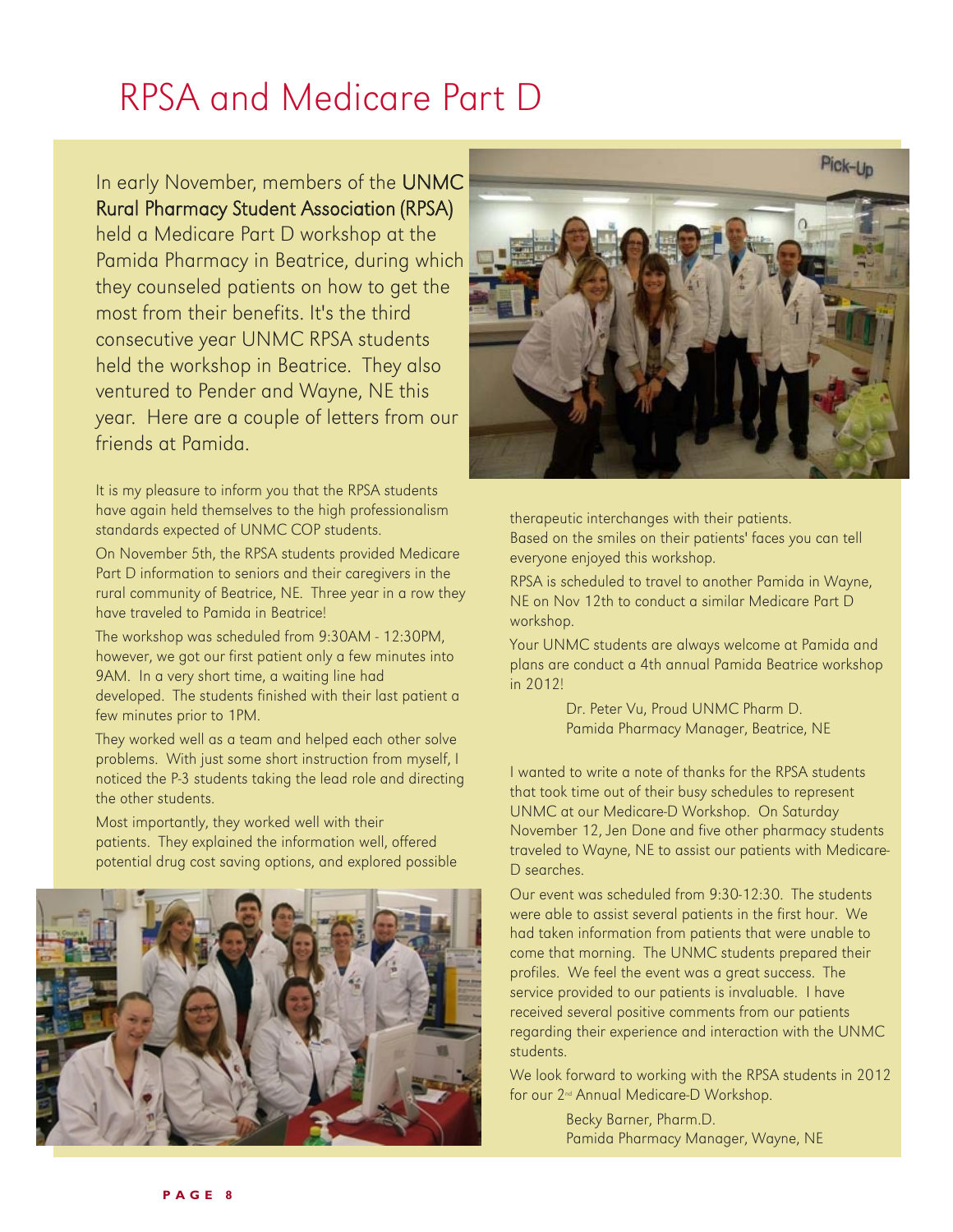# RPSA and Medicare Part D

In early November, members of the UNMC Rural Pharmacy Student Association (RPSA) held a Medicare Part D workshop at the Pamida Pharmacy in Beatrice, during which they counseled patients on how to get the most from their benefits. It's the third consecutive year UNMC RPSA students held the workshop in Beatrice. They also ventured to Pender and Wayne, NE this year. Here are a couple of letters from our friends at Pamida.

It is my pleasure to inform you that the RPSA students have again held themselves to the high professionalism standards expected of UNMC COP students.

On November 5th, the RPSA students provided Medicare Part D information to seniors and their caregivers in the rural community of Beatrice, NE. Three year in a row they have traveled to Pamida in Beatrice!

The workshop was scheduled from 9:30AM - 12:30PM, however, we got our first patient only a few minutes into 9AM. In a very short time, a waiting line had developed. The students finished with their last patient a few minutes prior to 1PM.

They worked well as a team and helped each other solve problems. With just some short instruction from myself, I noticed the P-3 students taking the lead role and directing the other students.

Most importantly, they worked well with their patients. They explained the information well, offered potential drug cost saving options, and explored possible therapeutic interchanges with their patients.

Based on the smiles on their patients' faces you can tell everyone enjoyed this workshop.

RPSA is scheduled to travel to another Pamida in Wayne, NE on Nov 12th to conduct a similar Medicare Part D workshop.

Your UNMC students are always welcome at Pamida and plans are conduct a 4th annual Pamida Beatrice workshop in 2012!

Dr. Peter Vu, Proud UNMC Pharm D.
Pamida Pharmacy Manager, Beatrice, NE

I wanted to write a note of thanks for the RPSA students that took time out of their busy schedules to represent UNMC at our Medicare-D Workshop. On Saturday November 12, Jen Done and five other pharmacy students traveled to Wayne, NE to assist our patients with Medicare-D searches.

Our event was scheduled from 9:30-12:30. The students were able to assist several patients in the first hour. We had taken information from patients that were unable to come that morning. The UNMC students prepared their profiles. We feel the event was a great success. The service provided to our patients is invaluable. I have received several positive comments from our patients regarding their experience and interaction with the UNMC students.

We look forward to working with the RPSA students in 2012 for our 2nd Annual Medicare-D Workshop.

Becky Barner, Pharm.D.
Pamida Pharmacy Manager, Wayne, NE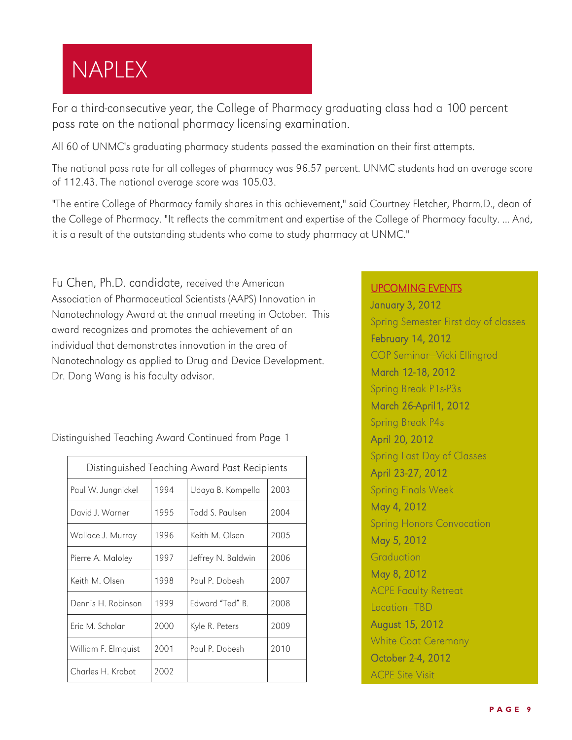# NAPLEX

For a third-consecutive year, the College of Pharmacy graduating class had a 100 percent pass rate on the national pharmacy licensing examination.

All 60 of UNMC's graduating pharmacy students passed the examination on their first attempts.

The national pass rate for all colleges of pharmacy was 96.57 percent. UNMC students had an average score of 112.43. The national average score was 105.03.

"The entire College of Pharmacy family shares in this achievement," said Courtney Fletcher, Pharm.D., dean of the College of Pharmacy. "It reflects the commitment and expertise of the College of Pharmacy faculty. ... And, it is a result of the outstanding students who come to study pharmacy at UNMC."

Fu Chen, Ph.D. candidate, received the American Association of Pharmaceutical Scientists (AAPS) Innovation in Nanotechnology Award at the annual meeting in October. This award recognizes and promotes the achievement of an individual that demonstrates innovation in the area of Nanotechnology as applied to Drug and Device Development. Dr. Dong Wang is his faculty advisor.

Distinguished Teaching Award Continued from Page 1

| Distinguished Teaching Award Past Recipients | | | |
|---|---|---|---|
| Paul W. Jungnickel | 1994 | Udaya B. Kompella | 2003 |
| David J. Warner | 1995 | Todd S. Paulsen | 2004 |
| Wallace J. Murray | 1996 | Keith M. Olsen | 2005 |
| Pierre A. Maloley | 1997 | Jeffrey N. Baldwin | 2006 |
| Keith M. Olsen | 1998 | Paul P. Dobesh | 2007 |
| Dennis H. Robinson | 1999 | Edward "Ted" B. | 2008 |
| Eric M. Scholar | 2000 | Kyle R. Peters | 2009 |
| William F. Elmquist | 2001 | Paul P. Dobesh | 2010 |
| Charles H. Krobot | 2002 | | |

## UPCOMING EVENTS

**January 3, 2012**
Spring Semester First day of classes

**February 14, 2012**
COP Seminar—Vicki Ellingrod

**March 12-18, 2012**
Spring Break P1s-P3s

**March 26-April1, 2012**
Spring Break P4s

**April 20, 2012**
Spring Last Day of Classes

**April 23-27, 2012**
Spring Finals Week

**May 4, 2012**
Spring Honors Convocation

**May 5, 2012**
Graduation

**May 8, 2012**
ACPE Faculty Retreat
Location—TBD

**August 15, 2012**
White Coat Ceremony

**October 2-4, 2012**
ACPE Site Visit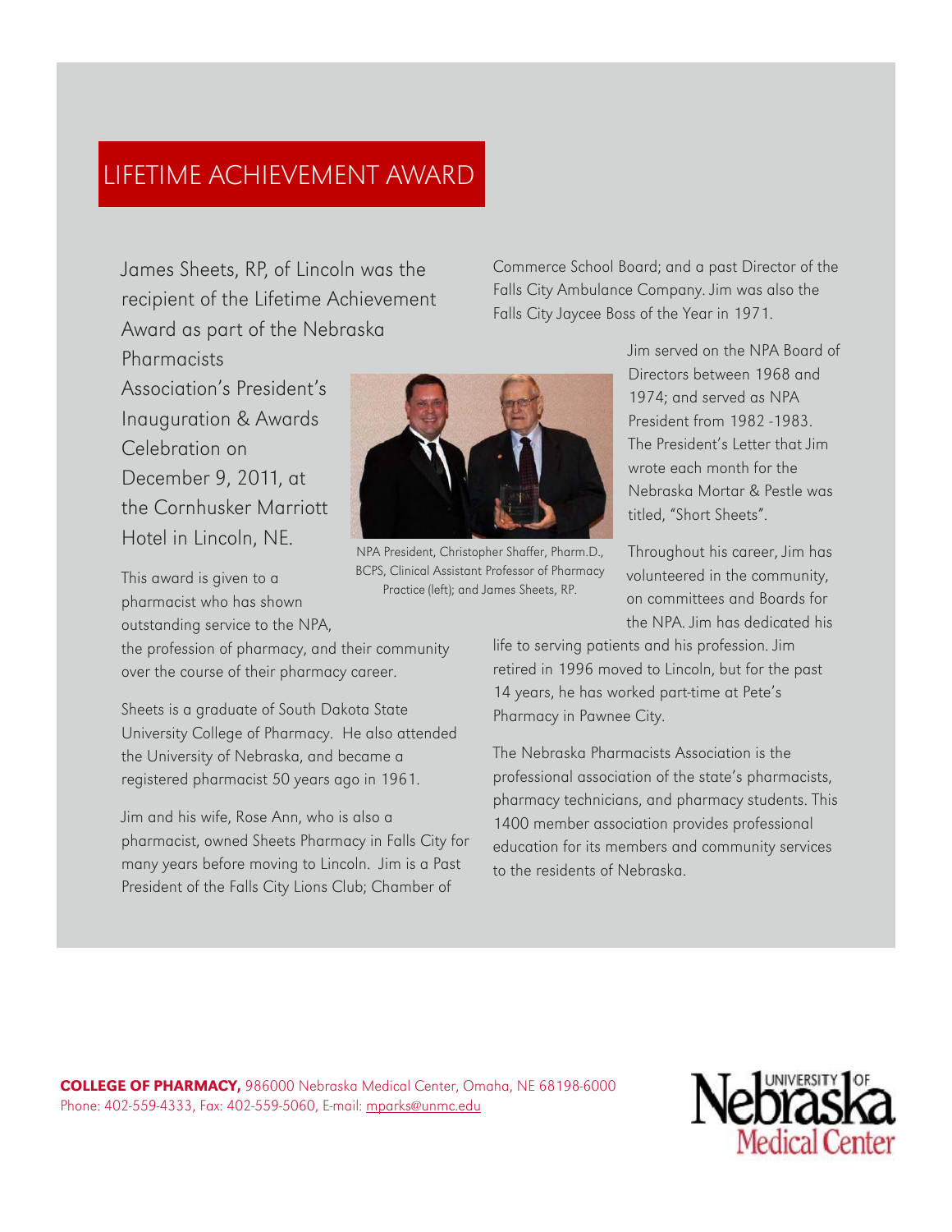# LIFETIME ACHIEVEMENT AWARD

James Sheets, RP, of Lincoln was the recipient of the Lifetime Achievement Award as part of the Nebraska Pharmacists Association's President's Inauguration & Awards Celebration on December 9, 2011, at the Cornhusker Marriott Hotel in Lincoln, NE.

NPA President, Christopher Shaffer, Pharm.D., BCPS, Clinical Assistant Professor of Pharmacy Practice (left); and James Sheets, RP.

This award is given to a pharmacist who has shown outstanding service to the NPA, the profession of pharmacy, and their community over the course of their pharmacy career.

Sheets is a graduate of South Dakota State University College of Pharmacy. He also attended the University of Nebraska, and became a registered pharmacist 50 years ago in 1961.

Jim and his wife, Rose Ann, who is also a pharmacist, owned Sheets Pharmacy in Falls City for many years before moving to Lincoln. Jim is a Past President of the Falls City Lions Club; Chamber of Commerce School Board; and a past Director of the Falls City Ambulance Company. Jim was also the Falls City Jaycee Boss of the Year in 1971.

Jim served on the NPA Board of Directors between 1968 and 1974; and served as NPA President from 1982 -1983. The President's Letter that Jim wrote each month for the Nebraska Mortar & Pestle was titled, "Short Sheets".

Throughout his career, Jim has volunteered in the community, on committees and Boards for the NPA. Jim has dedicated his life to serving patients and his profession. Jim retired in 1996 moved to Lincoln, but for the past 14 years, he has worked part-time at Pete's Pharmacy in Pawnee City.

The Nebraska Pharmacists Association is the professional association of the state's pharmacists, pharmacy technicians, and pharmacy students. This 1400 member association provides professional education for its members and community services to the residents of Nebraska.

**COLLEGE OF PHARMACY,** 986000 Nebraska Medical Center, Omaha, NE 68198-6000
Phone: 402-559-4333, Fax: 402-559-5060, E-mail: mparks@unmc.edu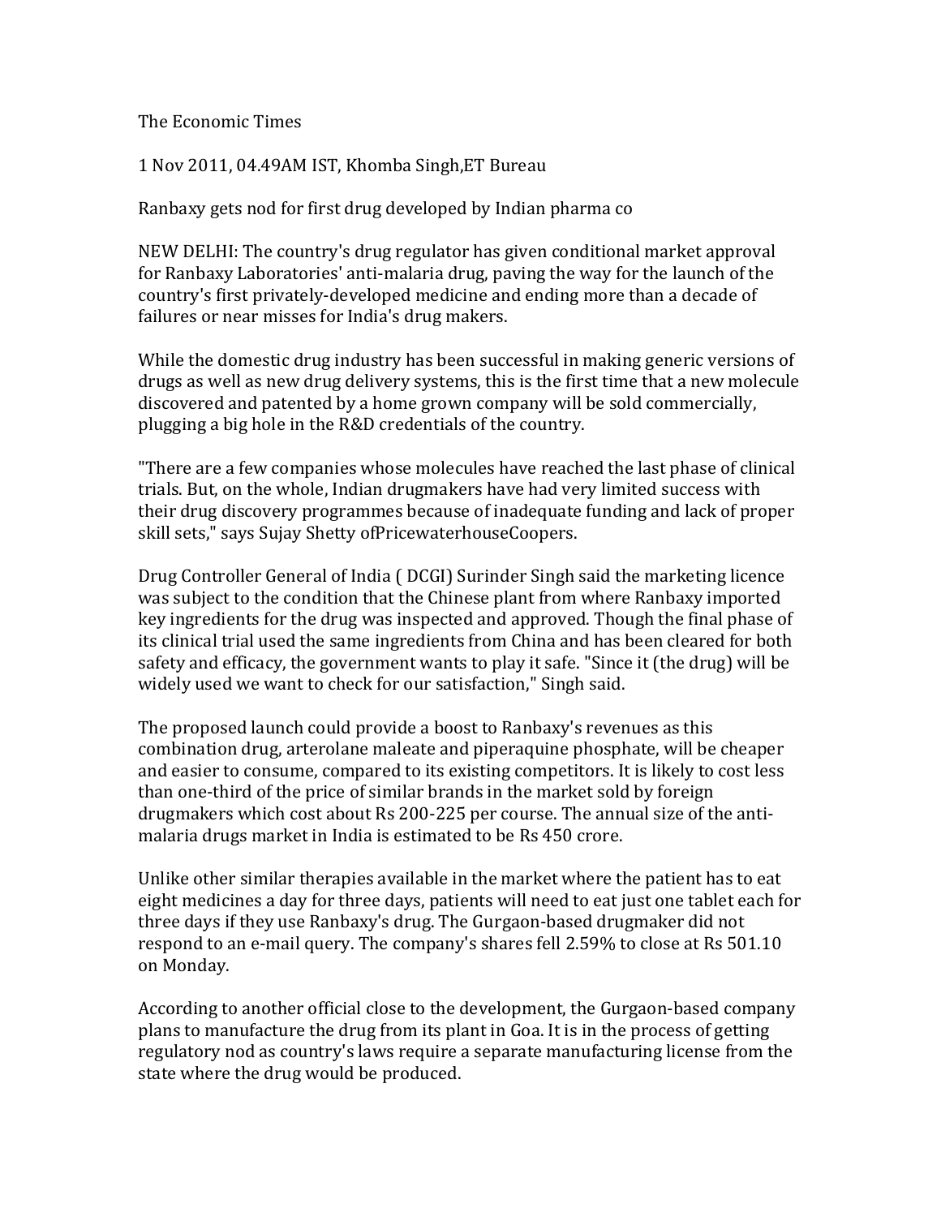The Economic Times

1 Nov 2011, 04.49AM IST, Khomba Singh,ET Bureau

Ranbaxy gets nod for first drug developed by Indian pharma co

NEW DELHI: The country's drug regulator has given conditional market approval for Ranbaxy Laboratories' anti-malaria drug, paving the way for the launch of the country's first privately-developed medicine and ending more than a decade of failures or near misses for India's drug makers.

While the domestic drug industry has been successful in making generic versions of drugs as well as new drug delivery systems, this is the first time that a new molecule discovered and patented by a home grown company will be sold commercially, plugging a big hole in the R&D credentials of the country.

"There are a few companies whose molecules have reached the last phase of clinical trials. But, on the whole, Indian drugmakers have had very limited success with their drug discovery programmes because of inadequate funding and lack of proper skill sets," says Sujay Shetty ofPricewaterhouseCoopers.

Drug Controller General of India ( DCGI) Surinder Singh said the marketing licence was subject to the condition that the Chinese plant from where Ranbaxy imported key ingredients for the drug was inspected and approved. Though the final phase of its clinical trial used the same ingredients from China and has been cleared for both safety and efficacy, the government wants to play it safe. "Since it (the drug) will be widely used we want to check for our satisfaction," Singh said.

The proposed launch could provide a boost to Ranbaxy's revenues as this combination drug, arterolane maleate and piperaquine phosphate, will be cheaper and easier to consume, compared to its existing competitors. It is likely to cost less than one-third of the price of similar brands in the market sold by foreign drugmakers which cost about Rs 200-225 per course. The annual size of the anti-malaria drugs market in India is estimated to be Rs 450 crore.

Unlike other similar therapies available in the market where the patient has to eat eight medicines a day for three days, patients will need to eat just one tablet each for three days if they use Ranbaxy's drug. The Gurgaon-based drugmaker did not respond to an e-mail query. The company's shares fell 2.59% to close at Rs 501.10 on Monday.

According to another official close to the development, the Gurgaon-based company plans to manufacture the drug from its plant in Goa. It is in the process of getting regulatory nod as country's laws require a separate manufacturing license from the state where the drug would be produced.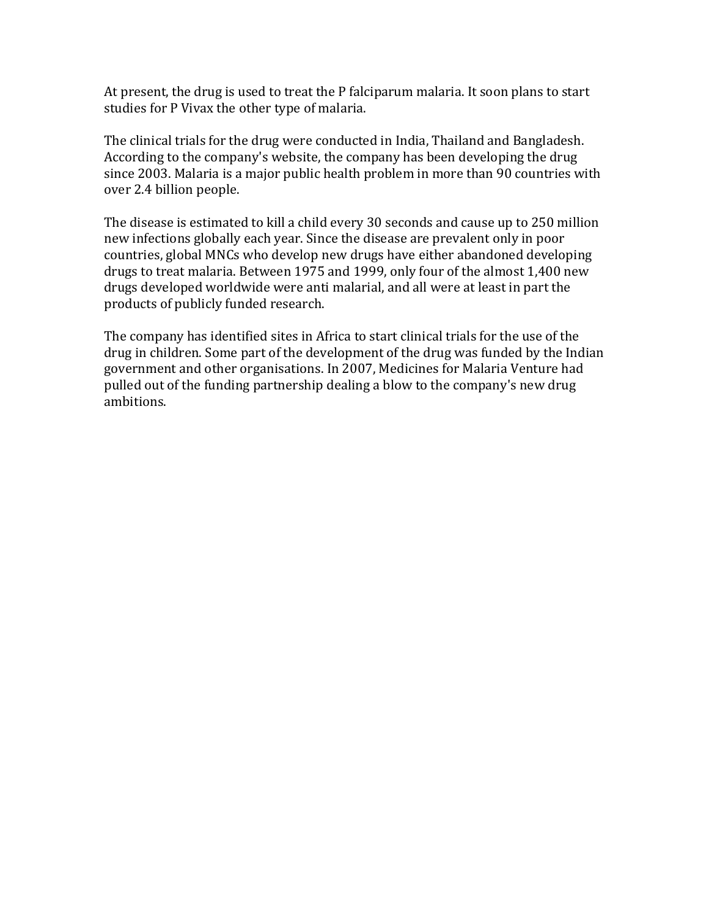At present, the drug is used to treat the P falciparum malaria. It soon plans to start studies for P Vivax the other type of malaria.

The clinical trials for the drug were conducted in India, Thailand and Bangladesh. According to the company's website, the company has been developing the drug since 2003. Malaria is a major public health problem in more than 90 countries with over 2.4 billion people.

The disease is estimated to kill a child every 30 seconds and cause up to 250 million new infections globally each year. Since the disease are prevalent only in poor countries, global MNCs who develop new drugs have either abandoned developing drugs to treat malaria. Between 1975 and 1999, only four of the almost 1,400 new drugs developed worldwide were anti malarial, and all were at least in part the products of publicly funded research.

The company has identified sites in Africa to start clinical trials for the use of the drug in children. Some part of the development of the drug was funded by the Indian government and other organisations. In 2007, Medicines for Malaria Venture had pulled out of the funding partnership dealing a blow to the company's new drug ambitions.